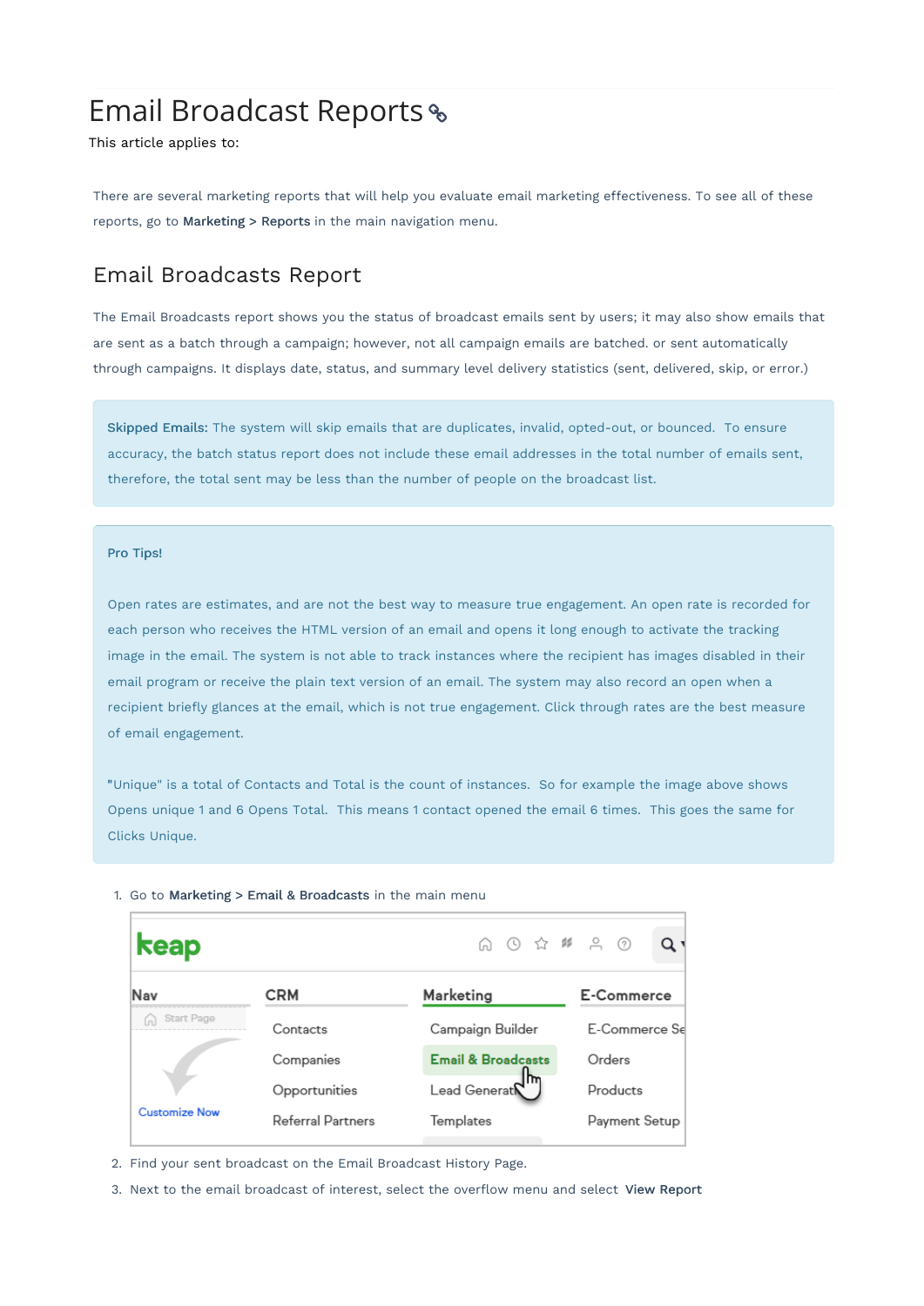# Email Broadcast Reports

This article applies to:

There are several marketing reports that will help you evaluate email marketing effectiveness. To see all of these reports, go to **Marketing** > **Reports** in the main navigation menu.

## Email Broadcasts Report

The Email Broadcasts report shows you the status of broadcast emails sent by users; it may also show emails that are sent as a batch through a campaign; however, not all campaign emails are batched. or sent automatically through campaigns. It displays date, status, and summary level delivery statistics (sent, delivered, skip, or error.)

**Skipped Emails:** The system will skip emails that are duplicates, invalid, opted-out, or bounced. To ensure accuracy, the batch status report does not include these email addresses in the total number of emails sent, therefore, the total sent may be less than the number of people on the broadcast list.

**Pro Tips!**

Open rates are estimates, and are not the best way to measure true engagement. An open rate is recorded for each person who receives the HTML version of an email and opens it long enough to activate the tracking image in the email. The system is not able to track instances where the recipient has images disabled in their email program or receive the plain text version of an email. The system may also record an open when a recipient briefly glances at the email, which is not true engagement. Click through rates are the best measure of email engagement.

"Unique" is a total of Contacts and Total is the count of instances. So for example the image above shows Opens unique 1 and 6 Opens Total. This means 1 contact opened the email 6 times. This goes the same for Clicks Unique.

1. Go to **Marketing** > **Email & Broadcasts** in the main menu
2. Find your sent broadcast on the Email Broadcast History Page.
3. Next to the email broadcast of interest, select the overflow menu and select **View Report**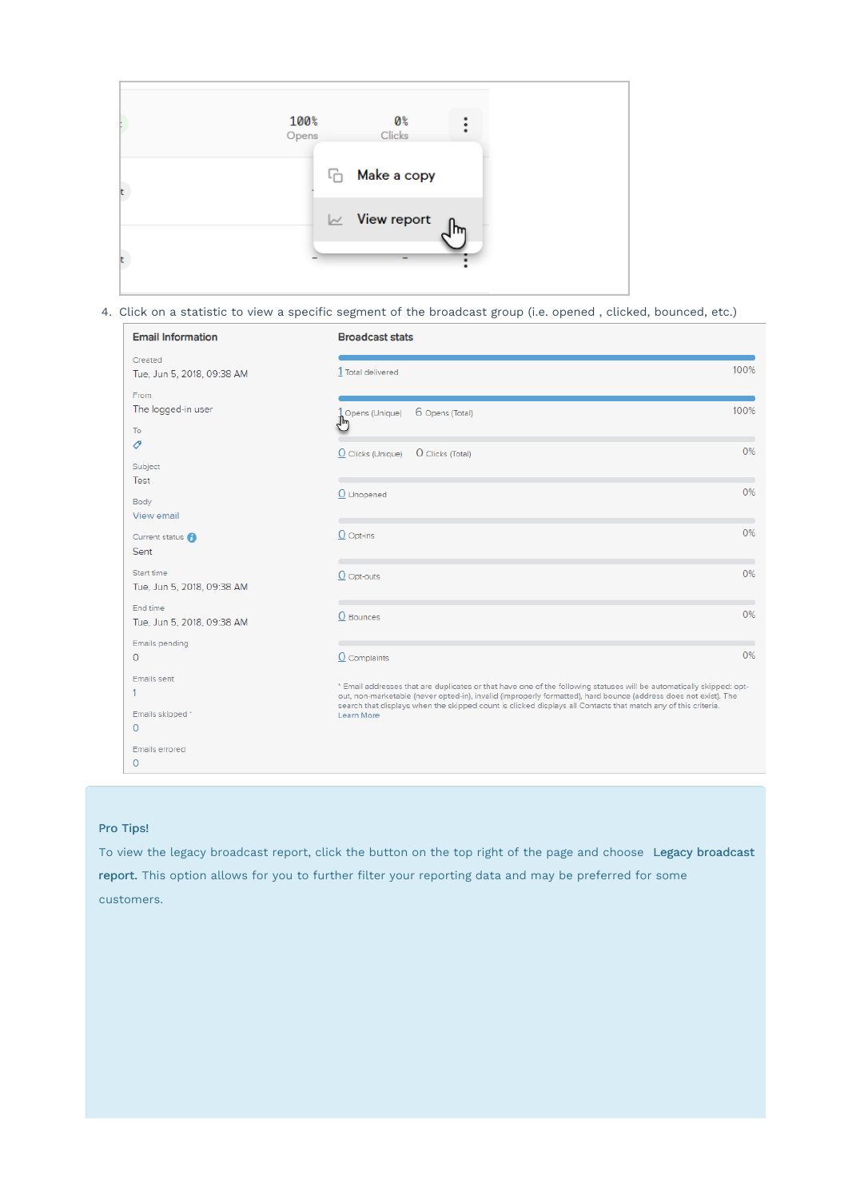4. Click on a statistic to view a specific segment of the broadcast group (i.e. opened , clicked, bounced, etc.)

**Pro Tips!**

To view the legacy broadcast report, click the button on the top right of the page and choose **Legacy broadcast report.** This option allows for you to further filter your reporting data and may be preferred for some customers.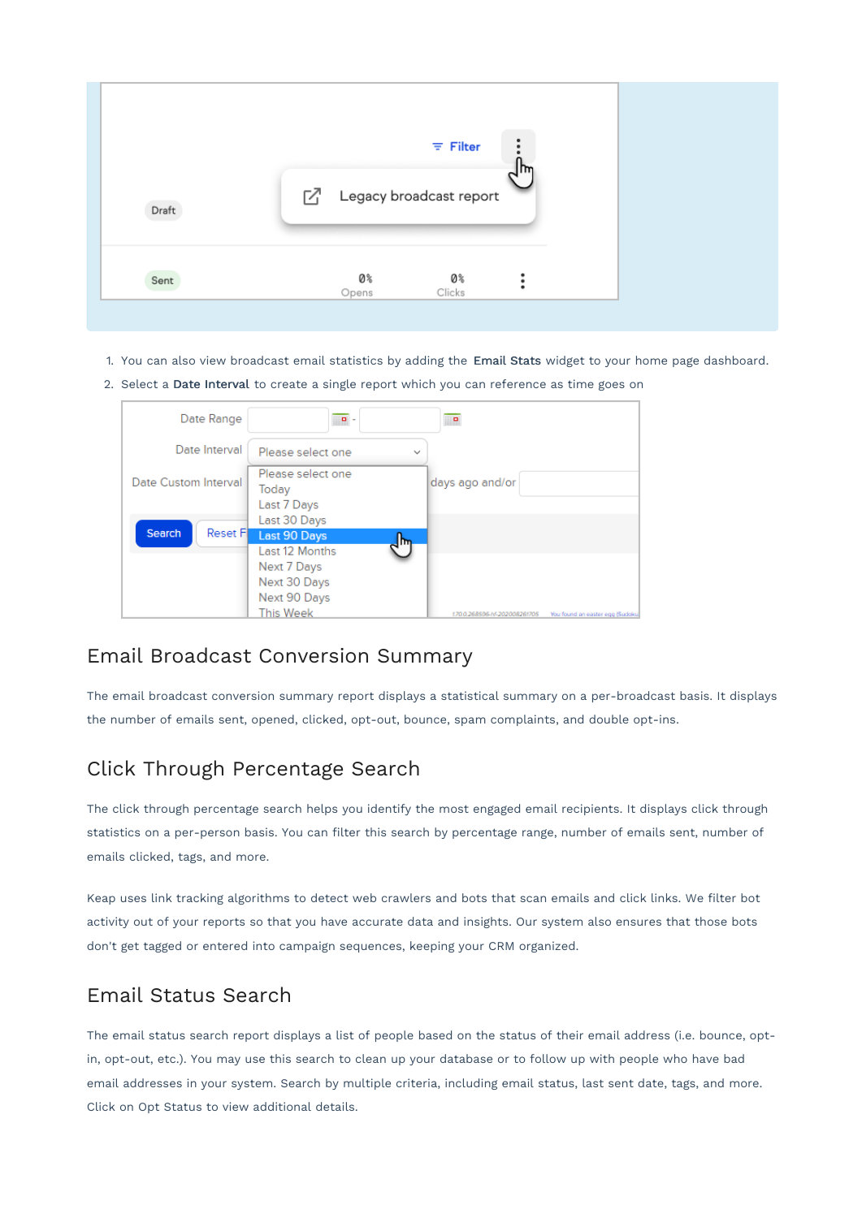1. You can also view broadcast email statistics by adding the **Email Stats** widget to your home page dashboard.
2. Select a **Date Interval** to create a single report which you can reference as time goes on

## Email Broadcast Conversion Summary

The email broadcast conversion summary report displays a statistical summary on a per-broadcast basis. It displays the number of emails sent, opened, clicked, opt-out, bounce, spam complaints, and double opt-ins.

## Click Through Percentage Search

The click through percentage search helps you identify the most engaged email recipients. It displays click through statistics on a per-person basis. You can filter this search by percentage range, number of emails sent, number of emails clicked, tags, and more.

Keap uses link tracking algorithms to detect web crawlers and bots that scan emails and click links. We filter bot activity out of your reports so that you have accurate data and insights. Our system also ensures that those bots don't get tagged or entered into campaign sequences, keeping your CRM organized.

## Email Status Search

The email status search report displays a list of people based on the status of their email address (i.e. bounce, opt-in, opt-out, etc.). You may use this search to clean up your database or to follow up with people who have bad email addresses in your system. Search by multiple criteria, including email status, last sent date, tags, and more. Click on Opt Status to view additional details.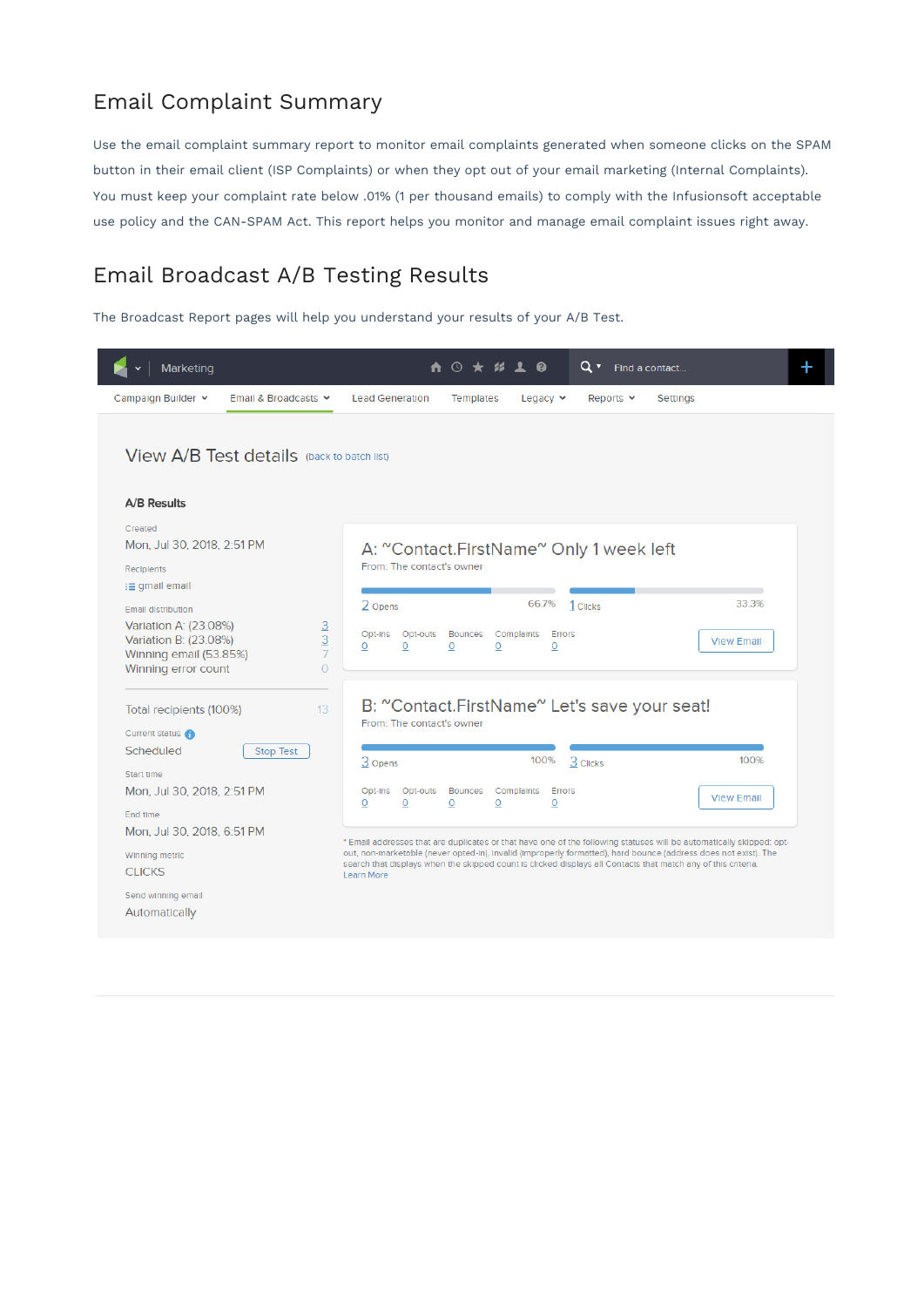## Email Complaint Summary

Use the email complaint summary report to monitor email complaints generated when someone clicks on the SPAM button in their email client (ISP Complaints) or when they opt out of your email marketing (Internal Complaints). You must keep your complaint rate below .01% (1 per thousand emails) to comply with the Infusionsoft acceptable use policy and the CAN-SPAM Act. This report helps you monitor and manage email complaint issues right away.

## Email Broadcast A/B Testing Results

The Broadcast Report pages will help you understand your results of your A/B Test.

Marketing

Find a contact...

Campaign Builder | Email & Broadcasts | Lead Generation | Templates | Legacy | Reports | Settings

View A/B Test details (back to batch list)

**A/B Results**

Created
Mon, Jul 30, 2018, 2:51 PM

Recipients
gmail email

Email distribution

| | |
|---|---|
| Variation A: (23.08%) | 3 |
| Variation B: (23.08%) | 3 |
| Winning email (53.85%) | 7 |
| Winning error count | 0 |
| Total recipients (100%) | 13 |

Current status
Scheduled
Stop Test

Start time
Mon, Jul 30, 2018, 2:51 PM

End time
Mon, Jul 30, 2018, 6:51 PM

Winning metric
CLICKS

Send winning email
Automatically

A: ~Contact.FirstName~ Only 1 week left
From: The contact's owner

2 Opens 66.7%
1 Clicks 33.3%

| Opt-ins | Opt-outs | Bounces | Complaints | Errors |
|---|---|---|---|---|
| 0 | 0 | 0 | 0 | 0 |

View Email

B: ~Contact.FirstName~ Let's save your seat!
From: The contact's owner

3 Opens 100%
3 Clicks 100%

| Opt-ins | Opt-outs | Bounces | Complaints | Errors |
|---|---|---|---|---|
| 0 | 0 | 0 | 0 | 0 |

View Email

* Email addresses that are duplicates or that have one of the following statuses will be automatically skipped: opt-out, non-marketable (never opted-in), invalid (improperly formatted), hard bounce (address does not exist). The search that displays when the skipped count is clicked displays all Contacts that match any of this criteria.
Learn More